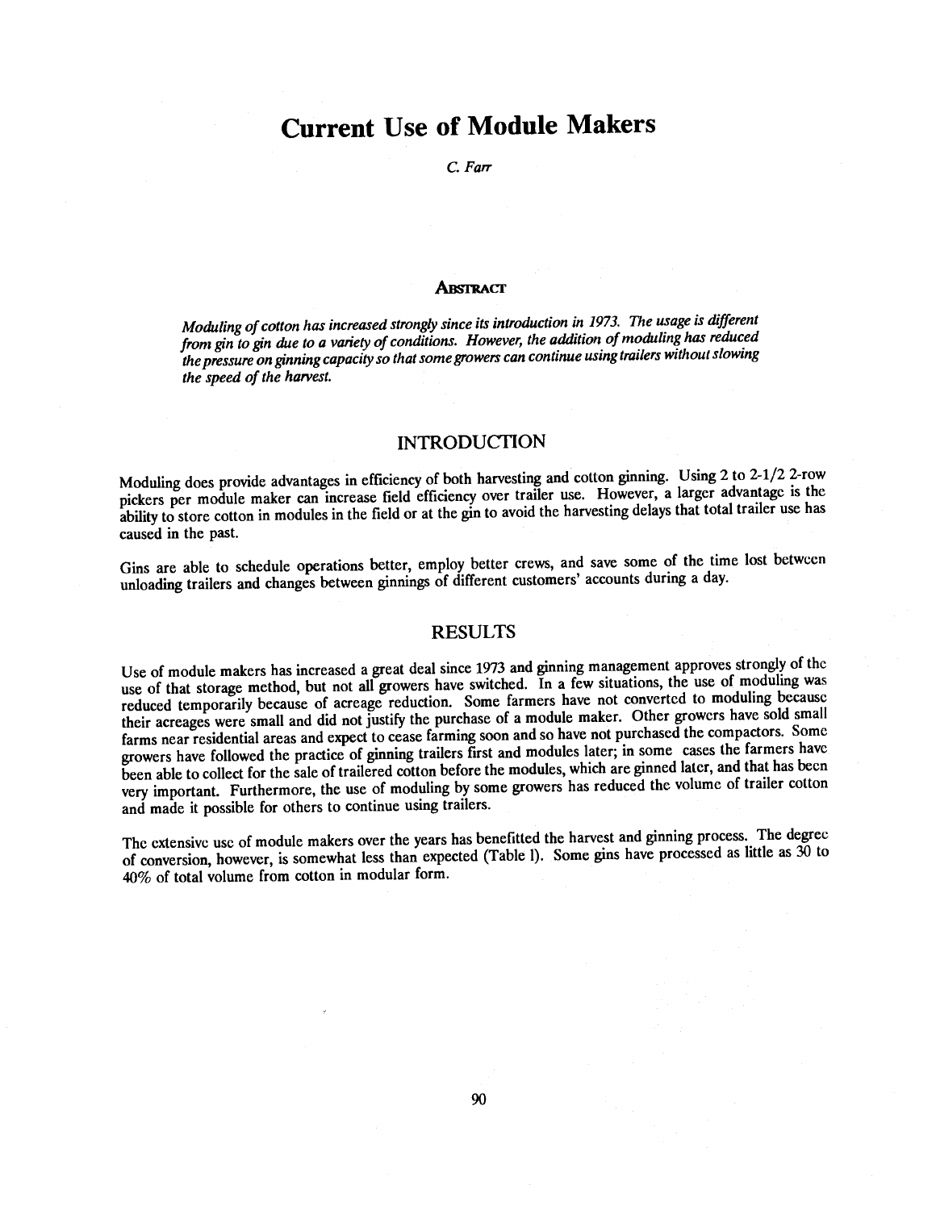# Current Use of Module Makers

*C. Farr*

## Abstract

*Moduling of cotton has increased strongly since its introduction in 1973. The usage is different from gin to gin due to a variety of conditions. However, the addition of moduling has reduced the pressure on ginning capacity so that some growers can continue using trailers without slowing the speed of the harvest.*

## INTRODUCTION

Moduling does provide advantages in efficiency of both harvesting and cotton ginning. Using 2 to 2-1/2 2-row pickers per module maker can increase field efficiency over trailer use. However, a larger advantage is the ability to store cotton in modules in the field or at the gin to avoid the harvesting delays that total trailer use has caused in the past.

Gins are able to schedule operations better, employ better crews, and save some of the time lost between unloading trailers and changes between ginnings of different customers' accounts during a day.

## RESULTS

Use of module makers has increased a great deal since 1973 and ginning management approves strongly of the use of that storage method, but not all growers have switched. In a few situations, the use of moduling was reduced temporarily because of acreage reduction. Some farmers have not converted to moduling because their acreages were small and did not justify the purchase of a module maker. Other growers have sold small farms near residential areas and expect to cease farming soon and so have not purchased the compactors. Some growers have followed the practice of ginning trailers first and modules later; in some cases the farmers have been able to collect for the sale of trailered cotton before the modules, which are ginned later, and that has been very important. Furthermore, the use of moduling by some growers has reduced the volume of trailer cotton and made it possible for others to continue using trailers.

The extensive use of module makers over the years has benefitted the harvest and ginning process. The degree of conversion, however, is somewhat less than expected (Table l). Some gins have processed as little as 30 to 40% of total volume from cotton in modular form.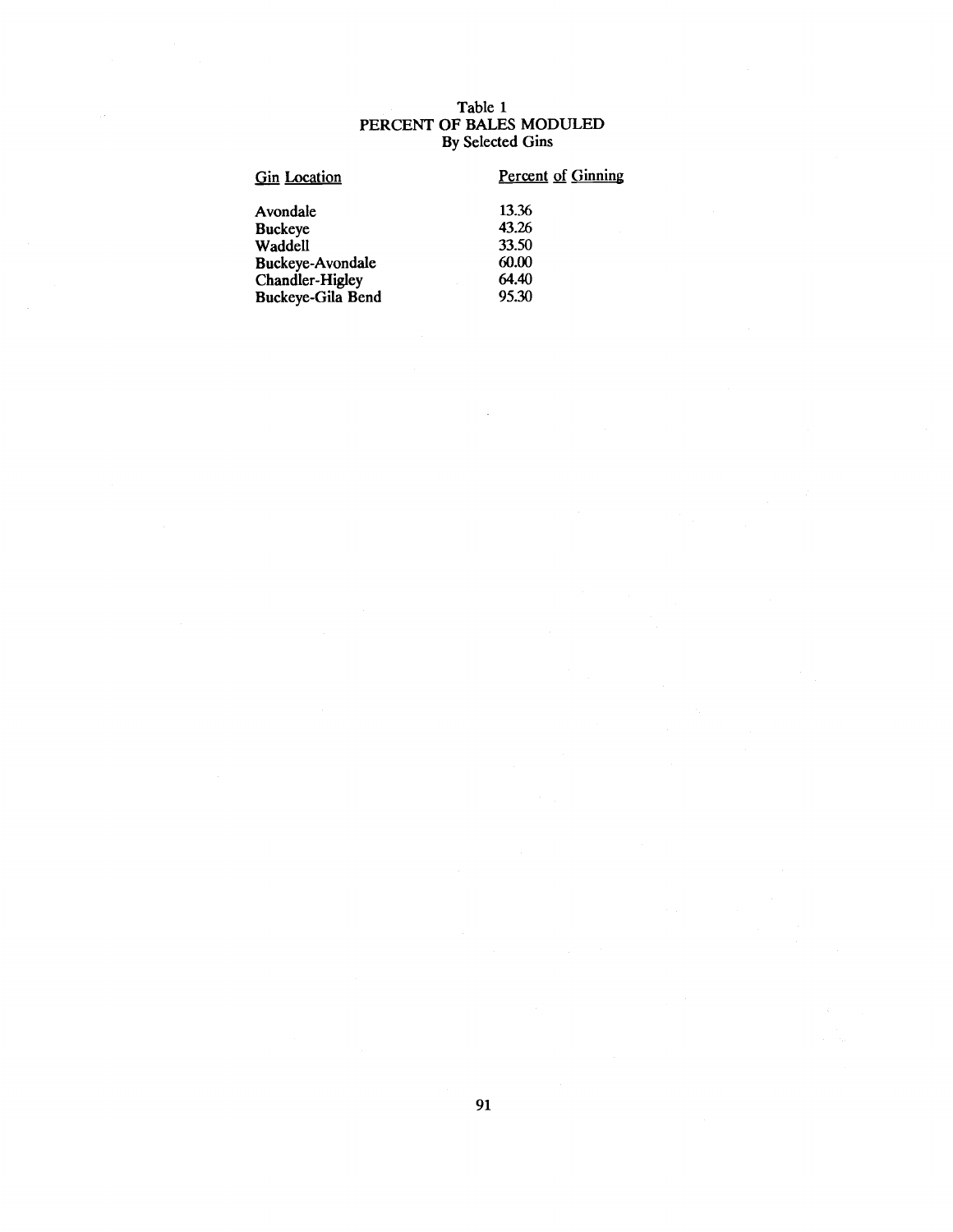Table 1
PERCENT OF BALES MODULED
By Selected Gins

| Gin Location | Percent of Ginning |
|---|---|
| Avondale | 13.36 |
| Buckeye | 43.26 |
| Waddell | 33.50 |
| Buckeye-Avondale | 60.00 |
| Chandler-Higley | 64.40 |
| Buckeye-Gila Bend | 95.30 |